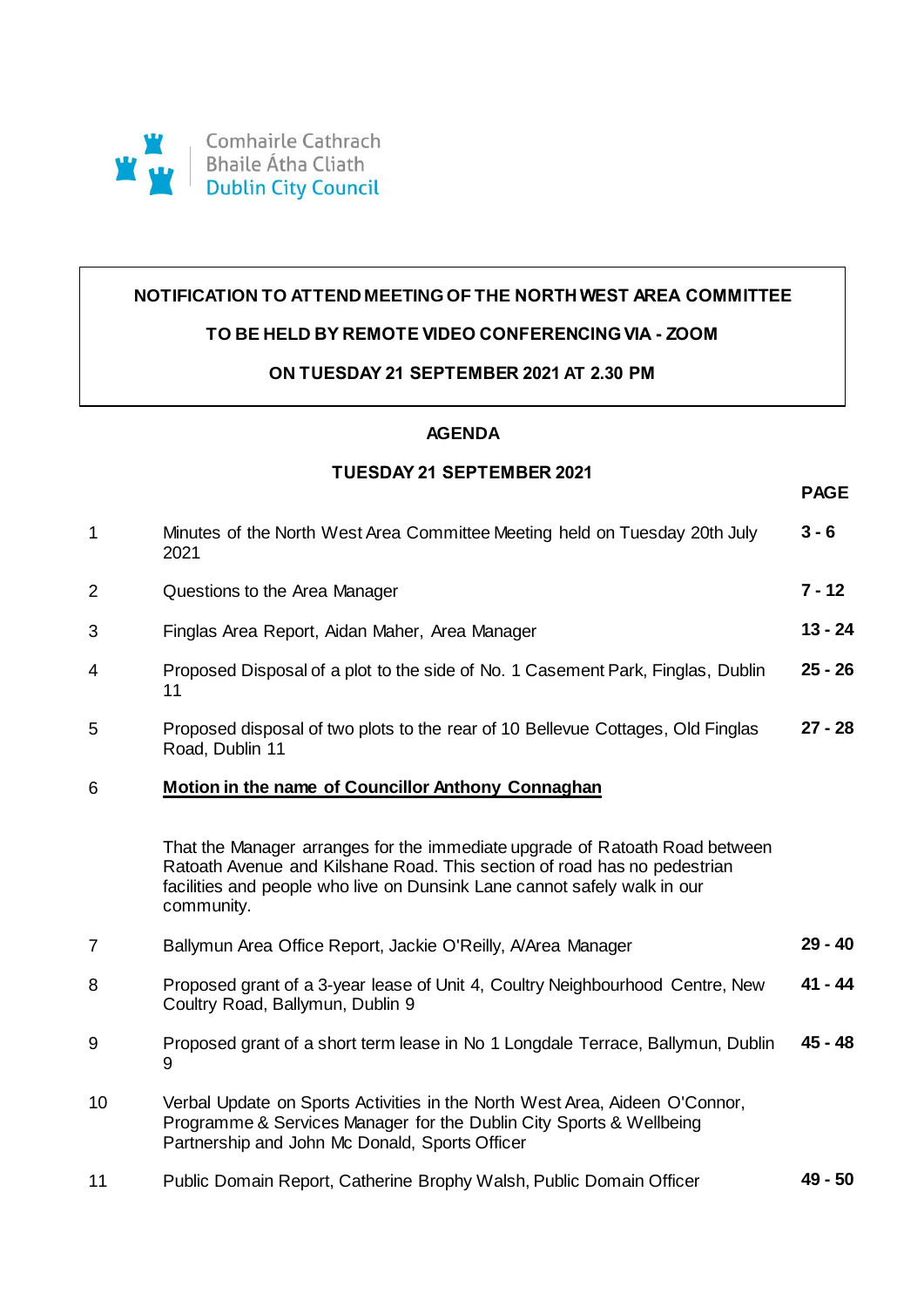Comhairle Cathrach
Bhaile Átha Cliath
Dublin City Council

**NOTIFICATION TO ATTEND MEETING OF THE NORTH WEST AREA COMMITTEE**

**TO BE HELD BY REMOTE VIDEO CONFERENCING VIA - ZOOM**

**ON TUESDAY 21 SEPTEMBER 2021 AT 2.30 PM**

## AGENDA

### TUESDAY 21 SEPTEMBER 2021

| | | **PAGE** |
|---|---|---|
| 1 | Minutes of the North West Area Committee Meeting held on Tuesday 20th July 2021 | **3 - 6** |
| 2 | Questions to the Area Manager | **7 - 12** |
| 3 | Finglas Area Report, Aidan Maher, Area Manager | **13 - 24** |
| 4 | Proposed Disposal of a plot to the side of No. 1 Casement Park, Finglas, Dublin 11 | **25 - 26** |
| 5 | Proposed disposal of two plots to the rear of 10 Bellevue Cottages, Old Finglas Road, Dublin 11 | **27 - 28** |
| 6 | **Motion in the name of Councillor Anthony Connaghan**<br><br>That the Manager arranges for the immediate upgrade of Ratoath Road between Ratoath Avenue and Kilshane Road. This section of road has no pedestrian facilities and people who live on Dunsink Lane cannot safely walk in our community. | |
| 7 | Ballymun Area Office Report, Jackie O'Reilly, A/Area Manager | **29 - 40** |
| 8 | Proposed grant of a 3-year lease of Unit 4, Coultry Neighbourhood Centre, New Coultry Road, Ballymun, Dublin 9 | **41 - 44** |
| 9 | Proposed grant of a short term lease in No 1 Longdale Terrace, Ballymun, Dublin 9 | **45 - 48** |
| 10 | Verbal Update on Sports Activities in the North West Area, Aideen O'Connor, Programme & Services Manager for the Dublin City Sports & Wellbeing Partnership and John Mc Donald, Sports Officer | |
| 11 | Public Domain Report, Catherine Brophy Walsh, Public Domain Officer | **49 - 50** |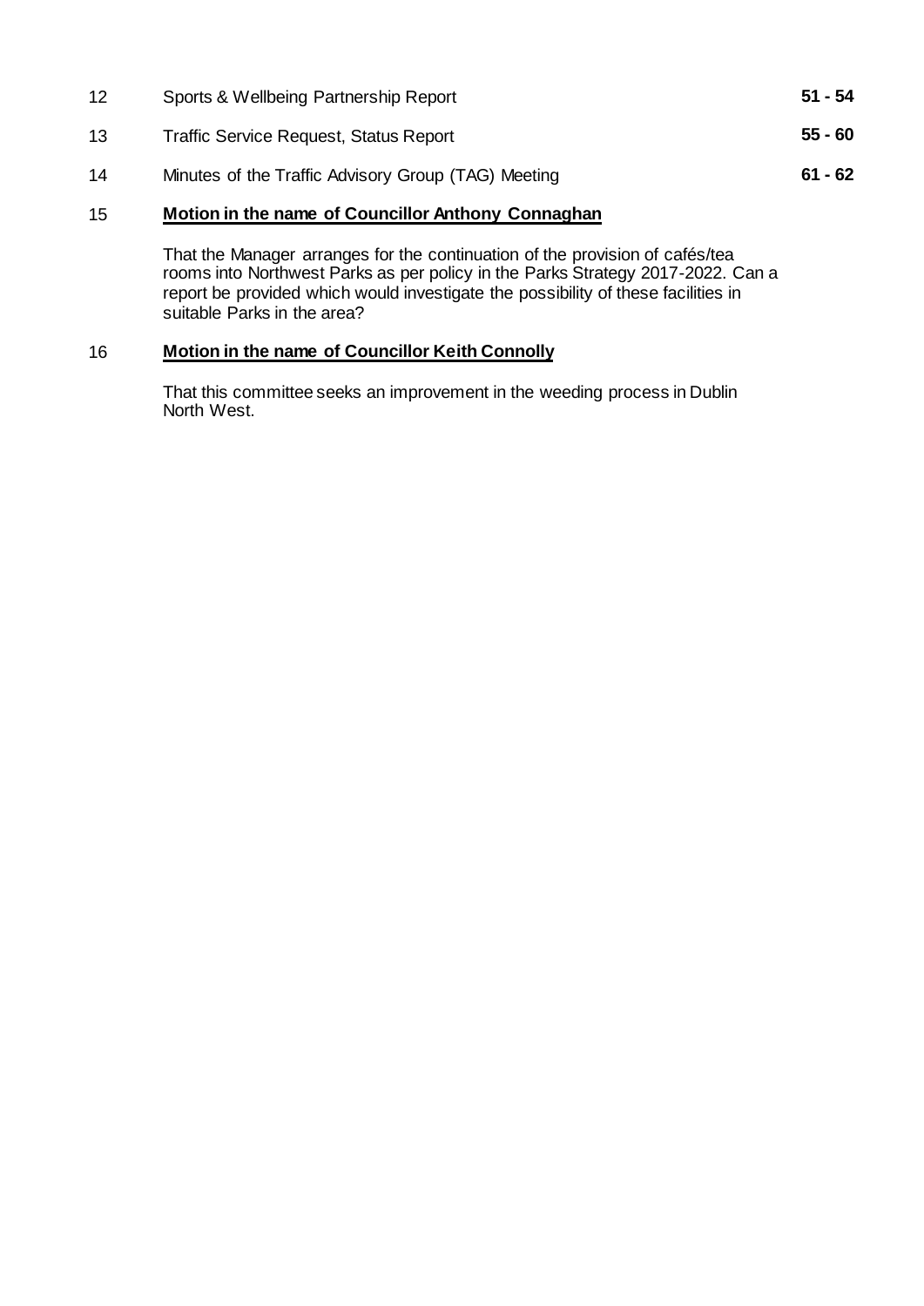| | | |
|---|---|---|
| 12 | Sports & Wellbeing Partnership Report | **51 - 54** |
| 13 | Traffic Service Request, Status Report | **55 - 60** |
| 14 | Minutes of the Traffic Advisory Group (TAG) Meeting | **61 - 62** |

15 **Motion in the name of Councillor Anthony Connaghan**

That the Manager arranges for the continuation of the provision of cafés/tea rooms into Northwest Parks as per policy in the Parks Strategy 2017-2022. Can a report be provided which would investigate the possibility of these facilities in suitable Parks in the area?

16 **Motion in the name of Councillor Keith Connolly**

That this committee seeks an improvement in the weeding process in Dublin North West.